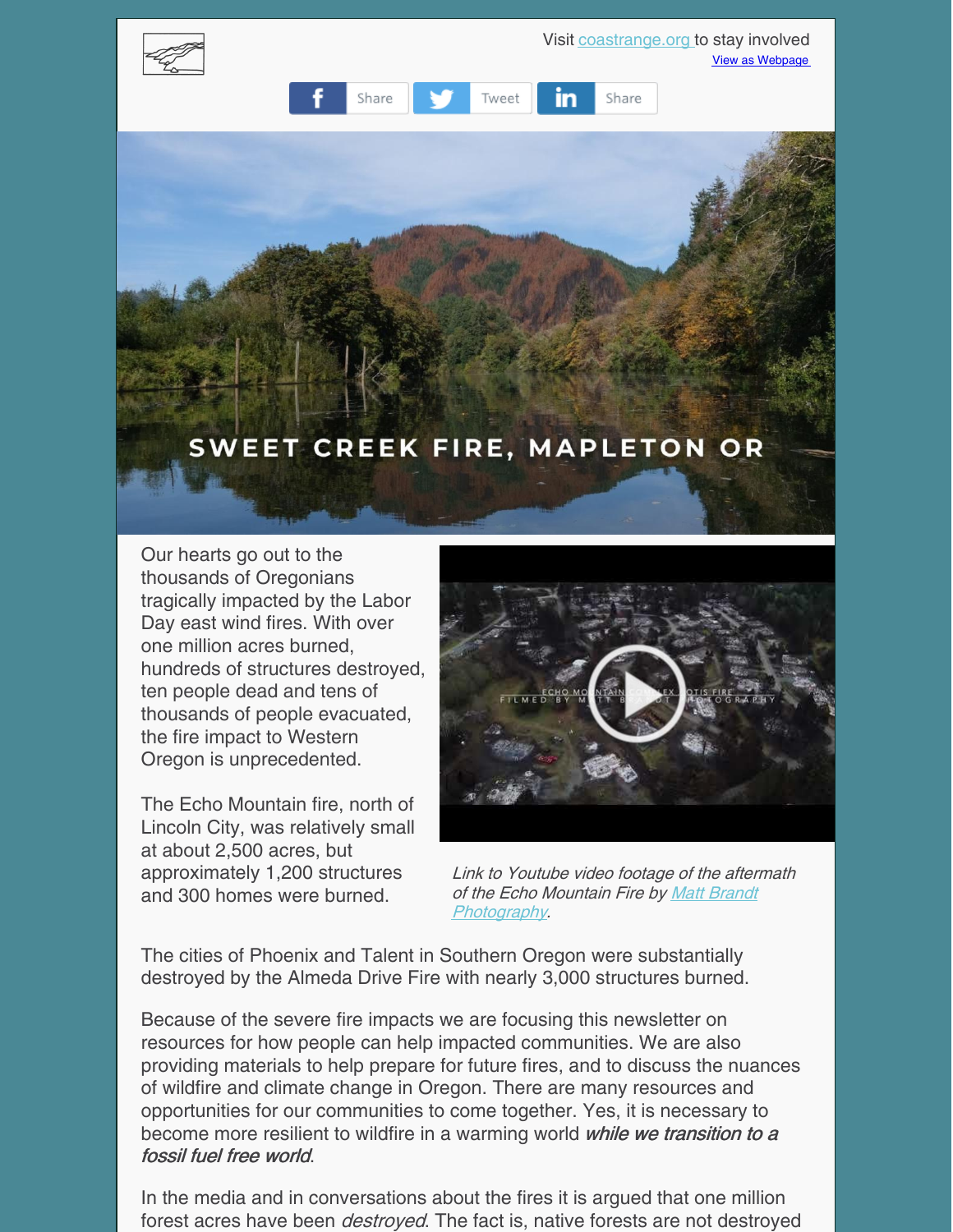Visit coastrange.org to stay involved
View as Webpage

Share Tweet Share

SWEET CREEK FIRE, MAPLETON OR

Our hearts go out to the thousands of Oregonians tragically impacted by the Labor Day east wind fires. With over one million acres burned, hundreds of structures destroyed, ten people dead and tens of thousands of people evacuated, the fire impact to Western Oregon is unprecedented.

The Echo Mountain fire, north of Lincoln City, was relatively small at about 2,500 acres, but approximately 1,200 structures and 300 homes were burned.

*Link to Youtube video footage of the aftermath of the Echo Mountain Fire by Matt Brandt Photography.*

The cities of Phoenix and Talent in Southern Oregon were substantially destroyed by the Almeda Drive Fire with nearly 3,000 structures burned.

Because of the severe fire impacts we are focusing this newsletter on resources for how people can help impacted communities. We are also providing materials to help prepare for future fires, and to discuss the nuances of wildfire and climate change in Oregon. There are many resources and opportunities for our communities to come together. Yes, it is necessary to become more resilient to wildfire in a warming world ***while we transition to a fossil fuel free world***.

In the media and in conversations about the fires it is argued that one million forest acres have been *destroyed*. The fact is, native forests are not destroyed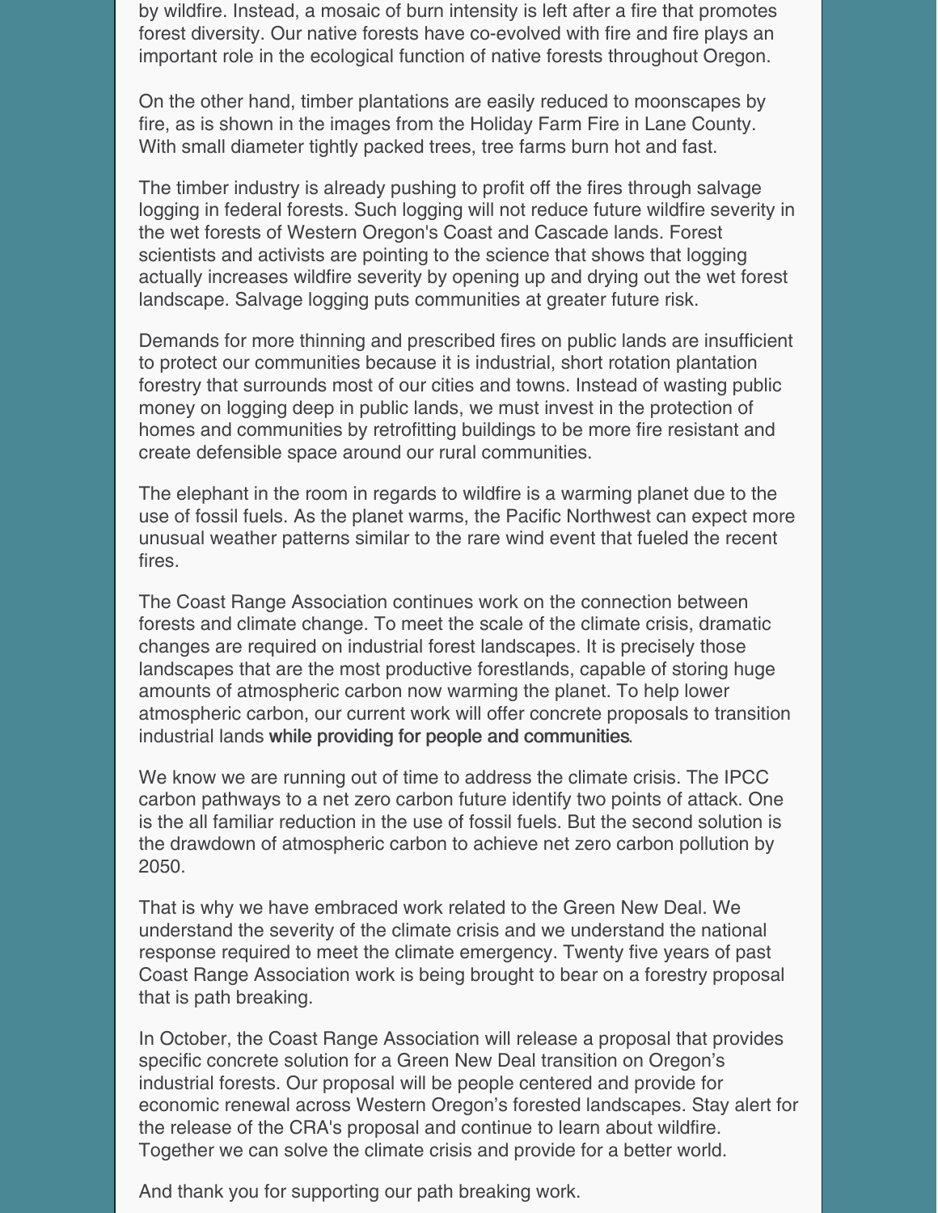by wildfire. Instead, a mosaic of burn intensity is left after a fire that promotes forest diversity. Our native forests have co-evolved with fire and fire plays an important role in the ecological function of native forests throughout Oregon.

On the other hand, timber plantations are easily reduced to moonscapes by fire, as is shown in the images from the Holiday Farm Fire in Lane County. With small diameter tightly packed trees, tree farms burn hot and fast.

The timber industry is already pushing to profit off the fires through salvage logging in federal forests. Such logging will not reduce future wildfire severity in the wet forests of Western Oregon's Coast and Cascade lands. Forest scientists and activists are pointing to the science that shows that logging actually increases wildfire severity by opening up and drying out the wet forest landscape. Salvage logging puts communities at greater future risk.

Demands for more thinning and prescribed fires on public lands are insufficient to protect our communities because it is industrial, short rotation plantation forestry that surrounds most of our cities and towns. Instead of wasting public money on logging deep in public lands, we must invest in the protection of homes and communities by retrofitting buildings to be more fire resistant and create defensible space around our rural communities.

The elephant in the room in regards to wildfire is a warming planet due to the use of fossil fuels. As the planet warms, the Pacific Northwest can expect more unusual weather patterns similar to the rare wind event that fueled the recent fires.

The Coast Range Association continues work on the connection between forests and climate change. To meet the scale of the climate crisis, dramatic changes are required on industrial forest landscapes. It is precisely those landscapes that are the most productive forestlands, capable of storing huge amounts of atmospheric carbon now warming the planet. To help lower atmospheric carbon, our current work will offer concrete proposals to transition industrial lands while providing for people and communities.

We know we are running out of time to address the climate crisis. The IPCC carbon pathways to a net zero carbon future identify two points of attack. One is the all familiar reduction in the use of fossil fuels. But the second solution is the drawdown of atmospheric carbon to achieve net zero carbon pollution by 2050.

That is why we have embraced work related to the Green New Deal. We understand the severity of the climate crisis and we understand the national response required to meet the climate emergency. Twenty five years of past Coast Range Association work is being brought to bear on a forestry proposal that is path breaking.

In October, the Coast Range Association will release a proposal that provides specific concrete solution for a Green New Deal transition on Oregon's industrial forests. Our proposal will be people centered and provide for economic renewal across Western Oregon's forested landscapes. Stay alert for the release of the CRA's proposal and continue to learn about wildfire. Together we can solve the climate crisis and provide for a better world.

And thank you for supporting our path breaking work.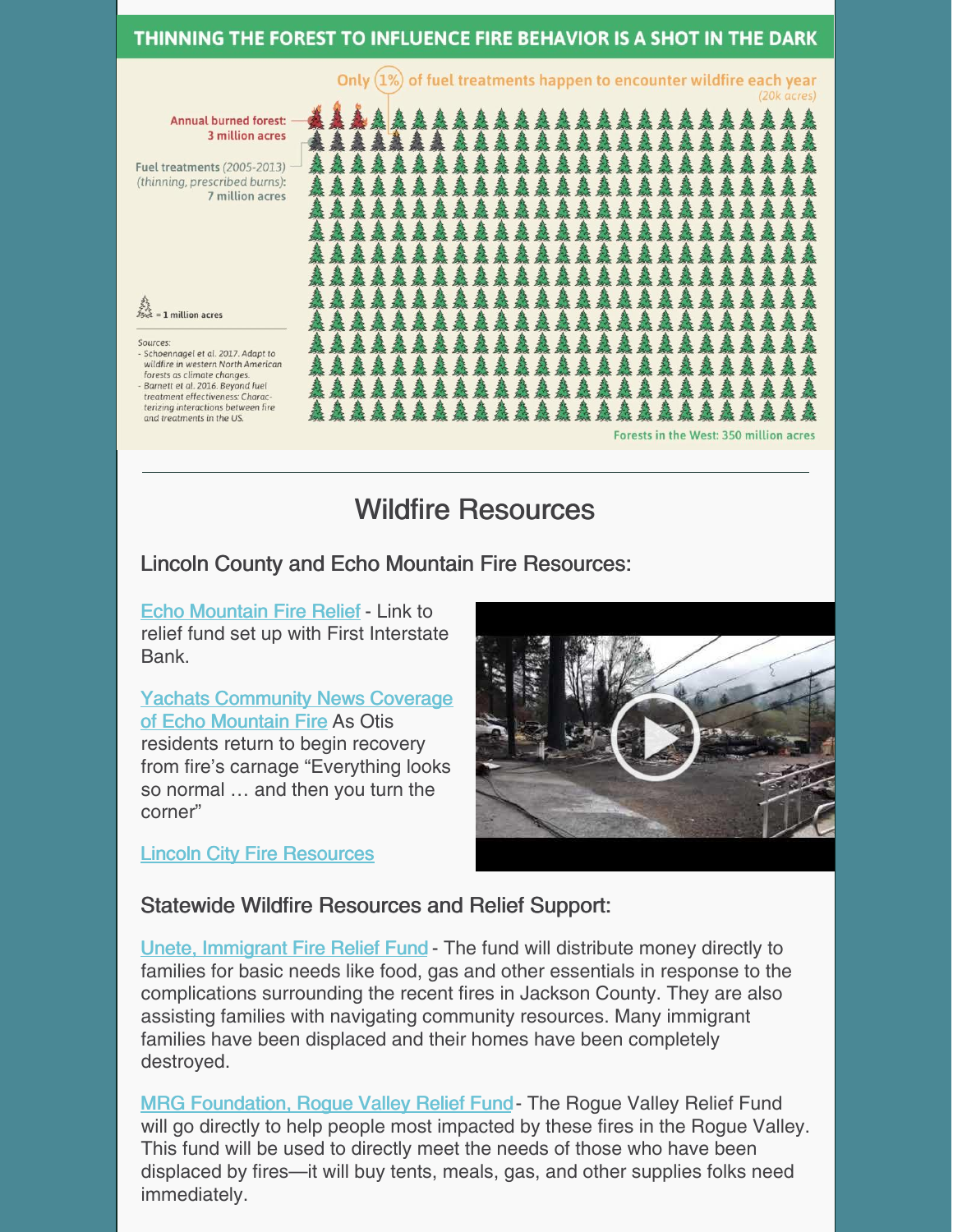## THINNING THE FOREST TO INFLUENCE FIRE BEHAVIOR IS A SHOT IN THE DARK

Only (1%) of fuel treatments happen to encounter wildfire each year *(20k acres)*

Annual burned forest: 3 million acres

Fuel treatments *(2005-2013)* *(thinning, prescribed burns)*: 7 million acres

= 1 million acres

*Sources:*
- *Schoennagel et al. 2017. Adapt to wildfire in western North American forests as climate changes.*
- *Barnett et al. 2016. Beyond fuel treatment effectiveness: Characterizing interactions between fire and treatments in the US.*

Forests in the West: 350 million acres

---

# Wildfire Resources

### Lincoln County and Echo Mountain Fire Resources:

[Echo Mountain Fire Relief]() - Link to relief fund set up with First Interstate Bank.

[Yachats Community News Coverage of Echo Mountain Fire]() As Otis residents return to begin recovery from fire's carnage "Everything looks so normal … and then you turn the corner"

[Lincoln City Fire Resources]()

### Statewide Wildfire Resources and Relief Support:

[Unete, Immigrant Fire Relief Fund]() - The fund will distribute money directly to families for basic needs like food, gas and other essentials in response to the complications surrounding the recent fires in Jackson County. They are also assisting families with navigating community resources. Many immigrant families have been displaced and their homes have been completely destroyed.

[MRG Foundation, Rogue Valley Relief Fund]() - The Rogue Valley Relief Fund will go directly to help people most impacted by these fires in the Rogue Valley. This fund will be used to directly meet the needs of those who have been displaced by fires—it will buy tents, meals, gas, and other supplies folks need immediately.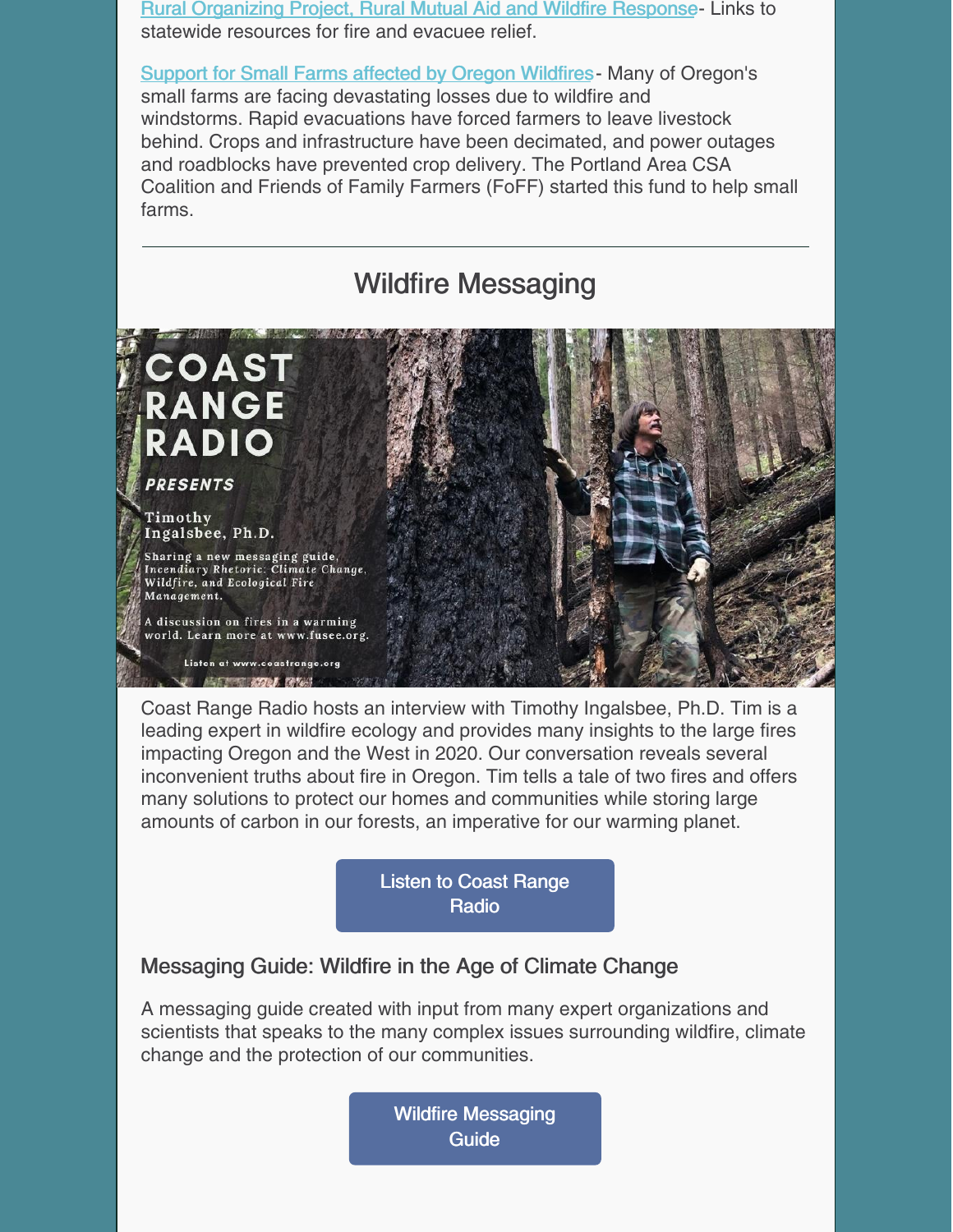[Rural Organizing Project, Rural Mutual Aid and Wildfire Response]- Links to statewide resources for fire and evacuee relief.

[Support for Small Farms affected by Oregon Wildfires]- Many of Oregon's small farms are facing devastating losses due to wildfire and windstorms. Rapid evacuations have forced farmers to leave livestock behind. Crops and infrastructure have been decimated, and power outages and roadblocks have prevented crop delivery. The Portland Area CSA Coalition and Friends of Family Farmers (FoFF) started this fund to help small farms.

---

## Wildfire Messaging

**COAST RANGE RADIO**

***PRESENTS***

Timothy Ingalsbee, Ph.D.

Sharing a new messaging guide, *Incendiary Rhetoric: Climate Change, Wildfire, and Ecological Fire Management.*

A discussion on fires in a warming world. Learn more at www.fusee.org.

Listen at www.coastrange.org

Coast Range Radio hosts an interview with Timothy Ingalsbee, Ph.D. Tim is a leading expert in wildfire ecology and provides many insights to the large fires impacting Oregon and the West in 2020. Our conversation reveals several inconvenient truths about fire in Oregon. Tim tells a tale of two fires and offers many solutions to protect our homes and communities while storing large amounts of carbon in our forests, an imperative for our warming planet.

[Listen to Coast Range Radio]

### Messaging Guide: Wildfire in the Age of Climate Change

A messaging guide created with input from many expert organizations and scientists that speaks to the many complex issues surrounding wildfire, climate change and the protection of our communities.

[Wildfire Messaging Guide]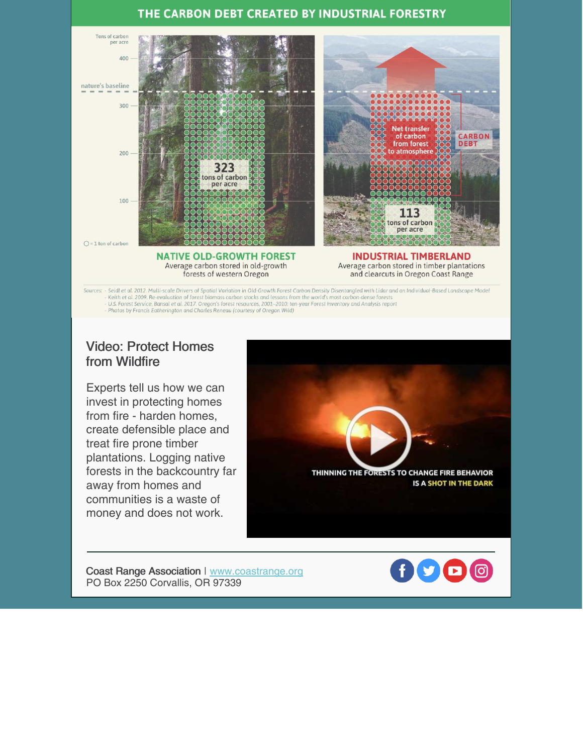## THE CARBON DEBT CREATED BY INDUSTRIAL FORESTRY

Tons of carbon per acre

400

nature's baseline

300

200

100

○ = 1 ton of carbon

323 tons of carbon per acre

Net transfer of carbon from forest to atmosphere

CARBON DEBT

113 tons of carbon per acre

**NATIVE OLD-GROWTH FOREST**
Average carbon stored in old-growth forests of western Oregon

**INDUSTRIAL TIMBERLAND**
Average carbon stored in timber plantations and clearcuts in Oregon Coast Range

Sources:
- Seidl et al. 2012. Multi-scale Drivers of Spatial Variation in Old-Growth Forest Carbon Density Disentangled with Lidar and an Individual-Based Landscape Model
- Keith et al. 2009. Re-evaluation of forest biomass carbon stocks and lessons from the world's most carbon-dense forests
- U.S. Forest Service, Bansal et al. 2017. Oregon's forest resources, 2001–2010: ten-year Forest Inventory and Analysis report
- Photos by Francis Eatherington and Charles Reneau (courtesy of Oregon Wild)

## Video: Protect Homes from Wildfire

Experts tell us how we can invest in protecting homes from fire - harden homes, create defensible place and treat fire prone timber plantations. Logging native forests in the backcountry far away from homes and communities is a waste of money and does not work.

THINNING THE FORESTS TO CHANGE FIRE BEHAVIOR IS A SHOT IN THE DARK

---

Coast Range Association | www.coastrange.org
PO Box 2250 Corvallis, OR 97339